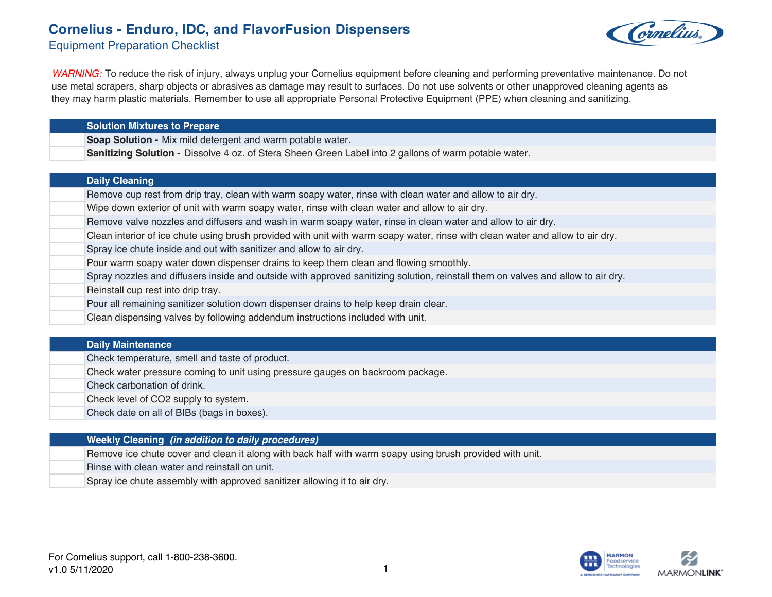# Cornelius - Enduro, IDC, and FlavorFusion Dispensers

## Equipment Preparation Checklist

*WARNING:* To reduce the risk of injury, always unplug your Cornelius equipment before cleaning and performing preventative maintenance. Do not use metal scrapers, sharp objects or abrasives as damage may result to surfaces. Do not use solvents or other unapproved cleaning agents as they may harm plastic materials. Remember to use all appropriate Personal Protective Equipment (PPE) when cleaning and sanitizing.

| | **Solution Mixtures to Prepare** |
|---|---|
| | **Soap Solution -** Mix mild detergent and warm potable water. |
| | **Sanitizing Solution -** Dissolve 4 oz. of Stera Sheen Green Label into 2 gallons of warm potable water. |

| | **Daily Cleaning** |
|---|---|
| | Remove cup rest from drip tray, clean with warm soapy water, rinse with clean water and allow to air dry. |
| | Wipe down exterior of unit with warm soapy water, rinse with clean water and allow to air dry. |
| | Remove valve nozzles and diffusers and wash in warm soapy water, rinse in clean water and allow to air dry. |
| | Clean interior of ice chute using brush provided with unit with warm soapy water, rinse with clean water and allow to air dry. |
| | Spray ice chute inside and out with sanitizer and allow to air dry. |
| | Pour warm soapy water down dispenser drains to keep them clean and flowing smoothly. |
| | Spray nozzles and diffusers inside and outside with approved sanitizing solution, reinstall them on valves and allow to air dry. |
| | Reinstall cup rest into drip tray. |
| | Pour all remaining sanitizer solution down dispenser drains to help keep drain clear. |
| | Clean dispensing valves by following addendum instructions included with unit. |

| | **Daily Maintenance** |
|---|---|
| | Check temperature, smell and taste of product. |
| | Check water pressure coming to unit using pressure gauges on backroom package. |
| | Check carbonation of drink. |
| | Check level of $CO_2$ supply to system. |
| | Check date on all of BIBs (bags in boxes). |

| | **Weekly Cleaning** ***(in addition to daily procedures)*** |
|---|---|
| | Remove ice chute cover and clean it along with back half with warm soapy using brush provided with unit. |
| | Rinse with clean water and reinstall on unit. |
| | Spray ice chute assembly with approved sanitizer allowing it to air dry. |

For Cornelius support, call 1-800-238-3600.
v1.0 5/11/2020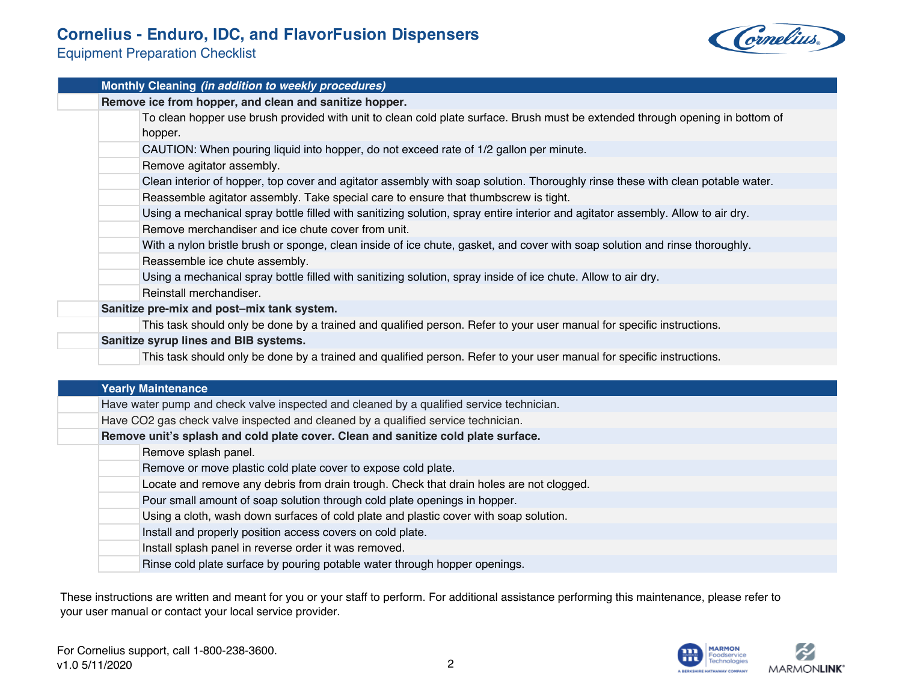| | Monthly Cleaning *(in addition to weekly procedures)* |
|---|---|
| | **Remove ice from hopper, and clean and sanitize hopper.** |
| | To clean hopper use brush provided with unit to clean cold plate surface. Brush must be extended through opening in bottom of hopper. |
| | CAUTION: When pouring liquid into hopper, do not exceed rate of 1/2 gallon per minute. |
| | Remove agitator assembly. |
| | Clean interior of hopper, top cover and agitator assembly with soap solution. Thoroughly rinse these with clean potable water. |
| | Reassemble agitator assembly. Take special care to ensure that thumbscrew is tight. |
| | Using a mechanical spray bottle filled with sanitizing solution, spray entire interior and agitator assembly. Allow to air dry. |
| | Remove merchandiser and ice chute cover from unit. |
| | With a nylon bristle brush or sponge, clean inside of ice chute, gasket, and cover with soap solution and rinse thoroughly. |
| | Reassemble ice chute assembly. |
| | Using a mechanical spray bottle filled with sanitizing solution, spray inside of ice chute. Allow to air dry. |
| | Reinstall merchandiser. |
| | **Sanitize pre-mix and post–mix tank system.** |
| | This task should only be done by a trained and qualified person. Refer to your user manual for specific instructions. |
| | **Sanitize syrup lines and BIB systems.** |
| | This task should only be done by a trained and qualified person. Refer to your user manual for specific instructions. |

| | Yearly Maintenance |
|---|---|
| | Have water pump and check valve inspected and cleaned by a qualified service technician. |
| | Have CO2 gas check valve inspected and cleaned by a qualified service technician. |
| | **Remove unit's splash and cold plate cover. Clean and sanitize cold plate surface.** |
| | Remove splash panel. |
| | Remove or move plastic cold plate cover to expose cold plate. |
| | Locate and remove any debris from drain trough. Check that drain holes are not clogged. |
| | Pour small amount of soap solution through cold plate openings in hopper. |
| | Using a cloth, wash down surfaces of cold plate and plastic cover with soap solution. |
| | Install and properly position access covers on cold plate. |
| | Install splash panel in reverse order it was removed. |
| | Rinse cold plate surface by pouring potable water through hopper openings. |

These instructions are written and meant for you or your staff to perform. For additional assistance performing this maintenance, please refer to your user manual or contact your local service provider.

For Cornelius support, call 1-800-238-3600.
v1.0 5/11/2020